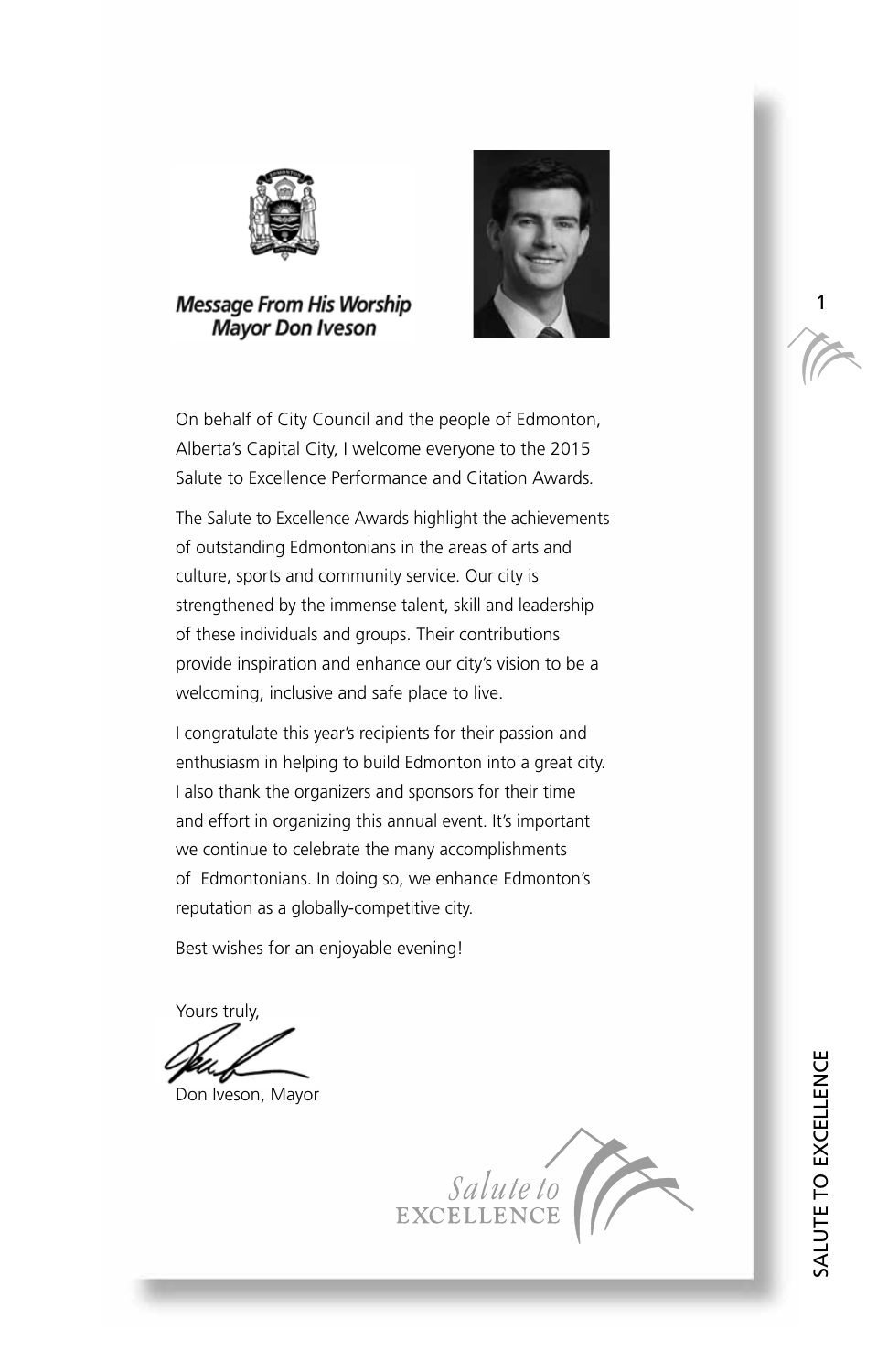## *Message From His Worship Mayor Don Iveson*

On behalf of City Council and the people of Edmonton, Alberta's Capital City, I welcome everyone to the 2015 Salute to Excellence Performance and Citation Awards.

The Salute to Excellence Awards highlight the achievements of outstanding Edmontonians in the areas of arts and culture, sports and community service. Our city is strengthened by the immense talent, skill and leadership of these individuals and groups. Their contributions provide inspiration and enhance our city's vision to be a welcoming, inclusive and safe place to live.

I congratulate this year's recipients for their passion and enthusiasm in helping to build Edmonton into a great city. I also thank the organizers and sponsors for their time and effort in organizing this annual event. It's important we continue to celebrate the many accomplishments of Edmontonians. In doing so, we enhance Edmonton's reputation as a globally-competitive city.

Best wishes for an enjoyable evening!

Yours truly,

Don Iveson, Mayor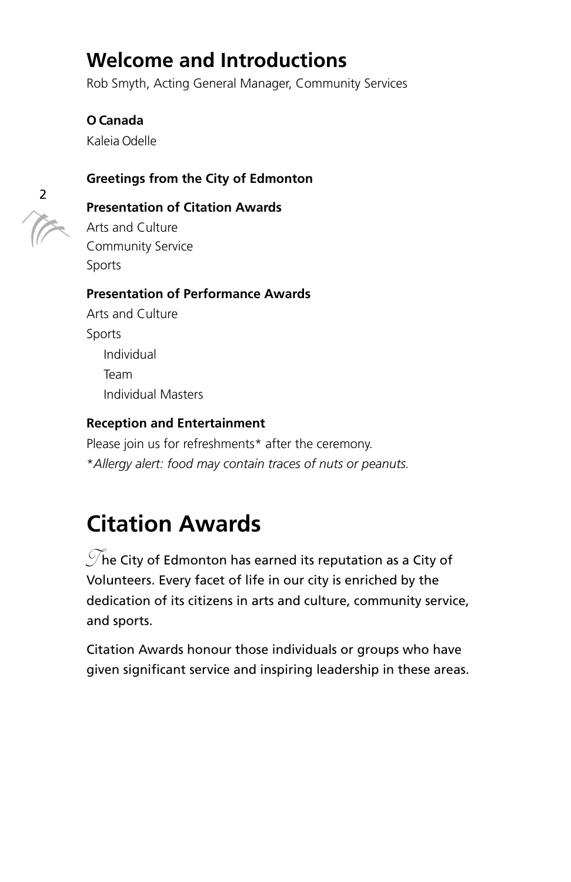## Welcome and Introductions

Rob Smyth, Acting General Manager, Community Services

**O Canada**

Kaleia Odelle

**Greetings from the City of Edmonton**

**Presentation of Citation Awards**

Arts and Culture
Community Service
Sports

**Presentation of Performance Awards**

Arts and Culture
Sports
- Individual
- Team
- Individual Masters

**Reception and Entertainment**

Please join us for refreshments* after the ceremony.
*\*Allergy alert: food may contain traces of nuts or peanuts.*

# Citation Awards

The City of Edmonton has earned its reputation as a City of Volunteers. Every facet of life in our city is enriched by the dedication of its citizens in arts and culture, community service, and sports.

Citation Awards honour those individuals or groups who have given significant service and inspiring leadership in these areas.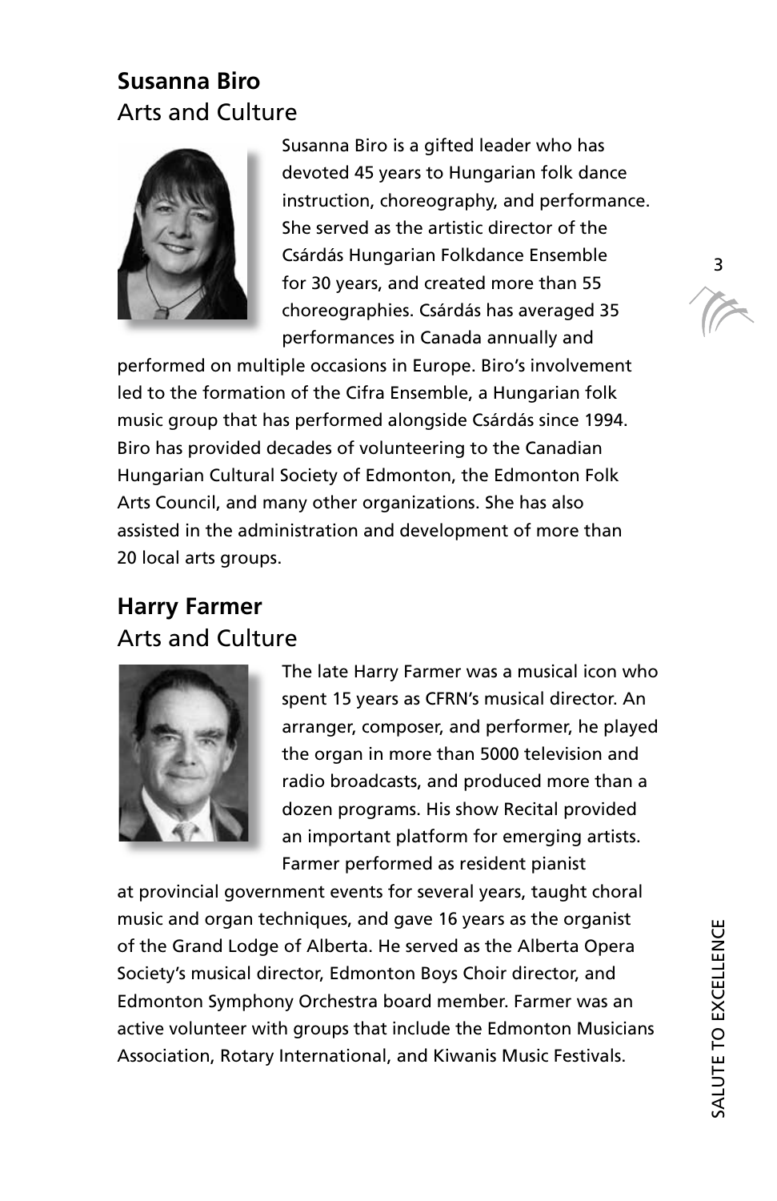## Susanna Biro

Arts and Culture

Susanna Biro is a gifted leader who has devoted 45 years to Hungarian folk dance instruction, choreography, and performance. She served as the artistic director of the Csárdás Hungarian Folkdance Ensemble for 30 years, and created more than 55 choreographies. Csárdás has averaged 35 performances in Canada annually and performed on multiple occasions in Europe. Biro's involvement led to the formation of the Cifra Ensemble, a Hungarian folk music group that has performed alongside Csárdás since 1994. Biro has provided decades of volunteering to the Canadian Hungarian Cultural Society of Edmonton, the Edmonton Folk Arts Council, and many other organizations. She has also assisted in the administration and development of more than 20 local arts groups.

## Harry Farmer

Arts and Culture

The late Harry Farmer was a musical icon who spent 15 years as CFRN's musical director. An arranger, composer, and performer, he played the organ in more than 5000 television and radio broadcasts, and produced more than a dozen programs. His show Recital provided an important platform for emerging artists. Farmer performed as resident pianist at provincial government events for several years, taught choral music and organ techniques, and gave 16 years as the organist of the Grand Lodge of Alberta. He served as the Alberta Opera Society's musical director, Edmonton Boys Choir director, and Edmonton Symphony Orchestra board member. Farmer was an active volunteer with groups that include the Edmonton Musicians Association, Rotary International, and Kiwanis Music Festivals.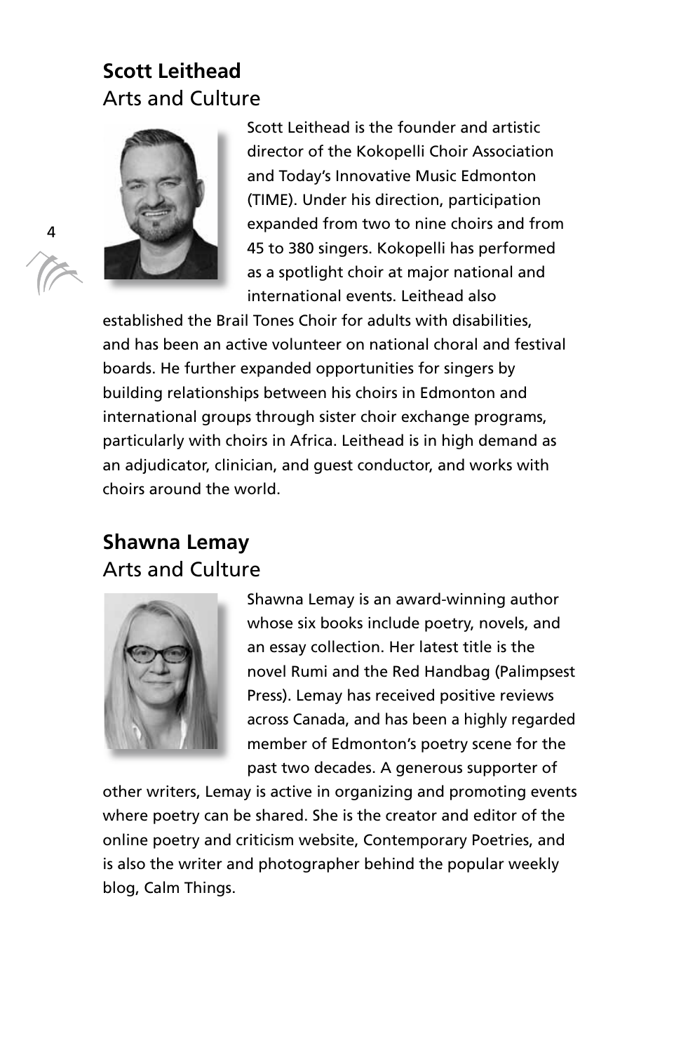## Scott Leithead

Arts and Culture

Scott Leithead is the founder and artistic director of the Kokopelli Choir Association and Today's Innovative Music Edmonton (TIME). Under his direction, participation expanded from two to nine choirs and from 45 to 380 singers. Kokopelli has performed as a spotlight choir at major national and international events. Leithead also established the Brail Tones Choir for adults with disabilities, and has been an active volunteer on national choral and festival boards. He further expanded opportunities for singers by building relationships between his choirs in Edmonton and international groups through sister choir exchange programs, particularly with choirs in Africa. Leithead is in high demand as an adjudicator, clinician, and guest conductor, and works with choirs around the world.

## Shawna Lemay

Arts and Culture

Shawna Lemay is an award-winning author whose six books include poetry, novels, and an essay collection. Her latest title is the novel Rumi and the Red Handbag (Palimpsest Press). Lemay has received positive reviews across Canada, and has been a highly regarded member of Edmonton's poetry scene for the past two decades. A generous supporter of other writers, Lemay is active in organizing and promoting events where poetry can be shared. She is the creator and editor of the online poetry and criticism website, Contemporary Poetries, and is also the writer and photographer behind the popular weekly blog, Calm Things.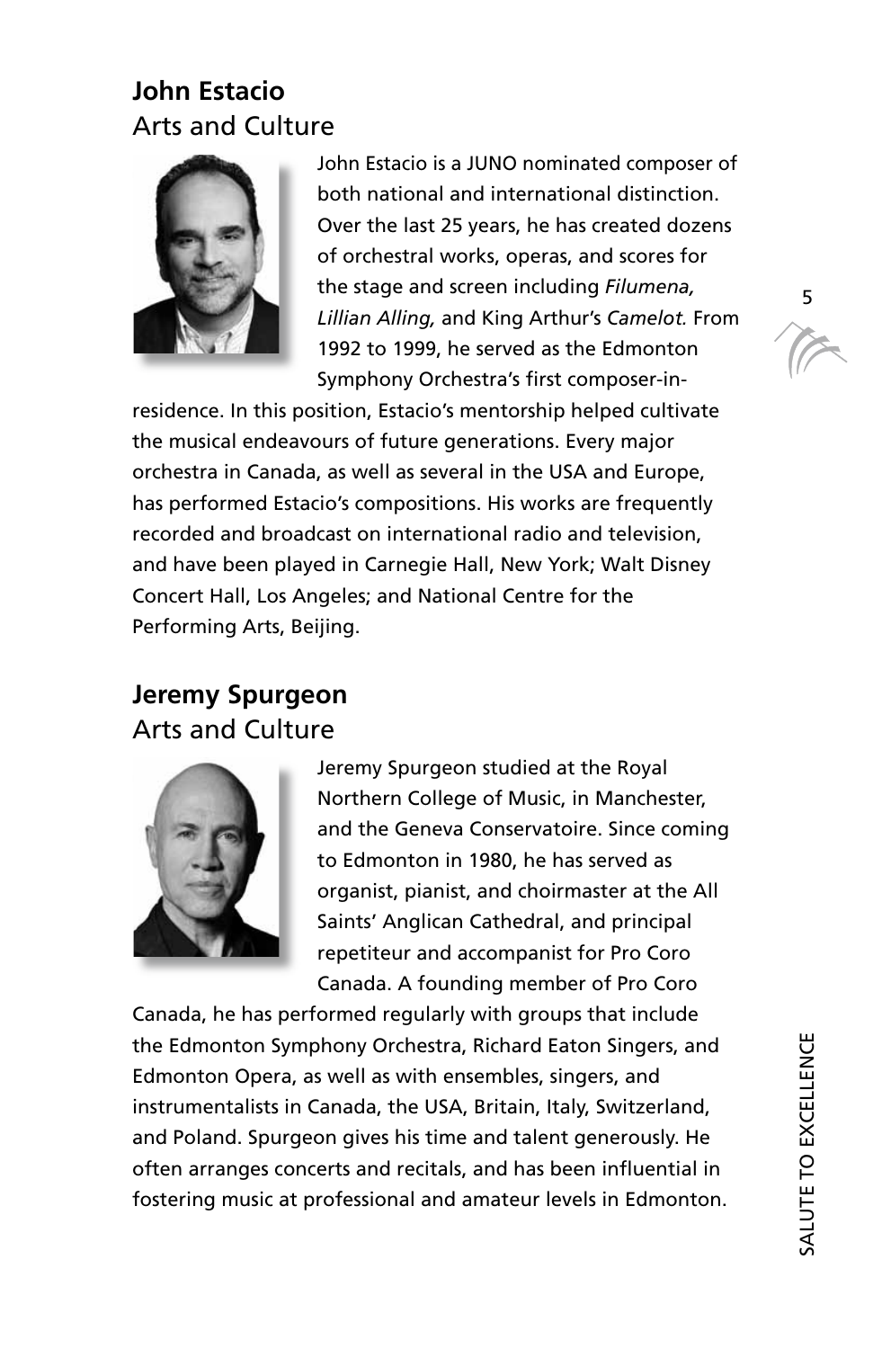## John Estacio
Arts and Culture

John Estacio is a JUNO nominated composer of both national and international distinction. Over the last 25 years, he has created dozens of orchestral works, operas, and scores for the stage and screen including *Filumena, Lillian Alling,* and King Arthur's *Camelot.* From 1992 to 1999, he served as the Edmonton Symphony Orchestra's first composer-in-residence. In this position, Estacio's mentorship helped cultivate the musical endeavours of future generations. Every major orchestra in Canada, as well as several in the USA and Europe, has performed Estacio's compositions. His works are frequently recorded and broadcast on international radio and television, and have been played in Carnegie Hall, New York; Walt Disney Concert Hall, Los Angeles; and National Centre for the Performing Arts, Beijing.

## Jeremy Spurgeon
Arts and Culture

Jeremy Spurgeon studied at the Royal Northern College of Music, in Manchester, and the Geneva Conservatoire. Since coming to Edmonton in 1980, he has served as organist, pianist, and choirmaster at the All Saints' Anglican Cathedral, and principal repetiteur and accompanist for Pro Coro Canada. A founding member of Pro Coro Canada, he has performed regularly with groups that include the Edmonton Symphony Orchestra, Richard Eaton Singers, and Edmonton Opera, as well as with ensembles, singers, and instrumentalists in Canada, the USA, Britain, Italy, Switzerland, and Poland. Spurgeon gives his time and talent generously. He often arranges concerts and recitals, and has been influential in fostering music at professional and amateur levels in Edmonton.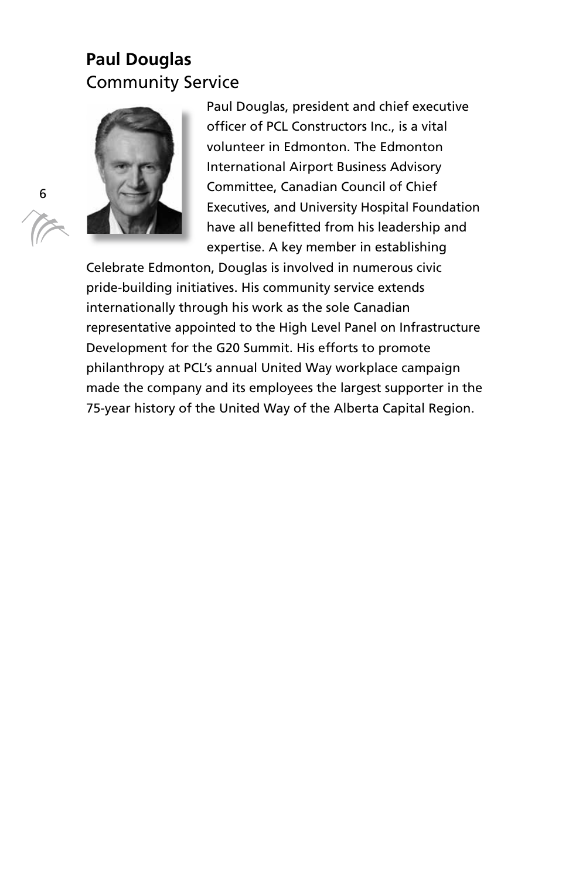## Paul Douglas

### Community Service

Paul Douglas, president and chief executive officer of PCL Constructors Inc., is a vital volunteer in Edmonton. The Edmonton International Airport Business Advisory Committee, Canadian Council of Chief Executives, and University Hospital Foundation have all benefitted from his leadership and expertise. A key member in establishing Celebrate Edmonton, Douglas is involved in numerous civic pride-building initiatives. His community service extends internationally through his work as the sole Canadian representative appointed to the High Level Panel on Infrastructure Development for the G20 Summit. His efforts to promote philanthropy at PCL's annual United Way workplace campaign made the company and its employees the largest supporter in the 75-year history of the United Way of the Alberta Capital Region.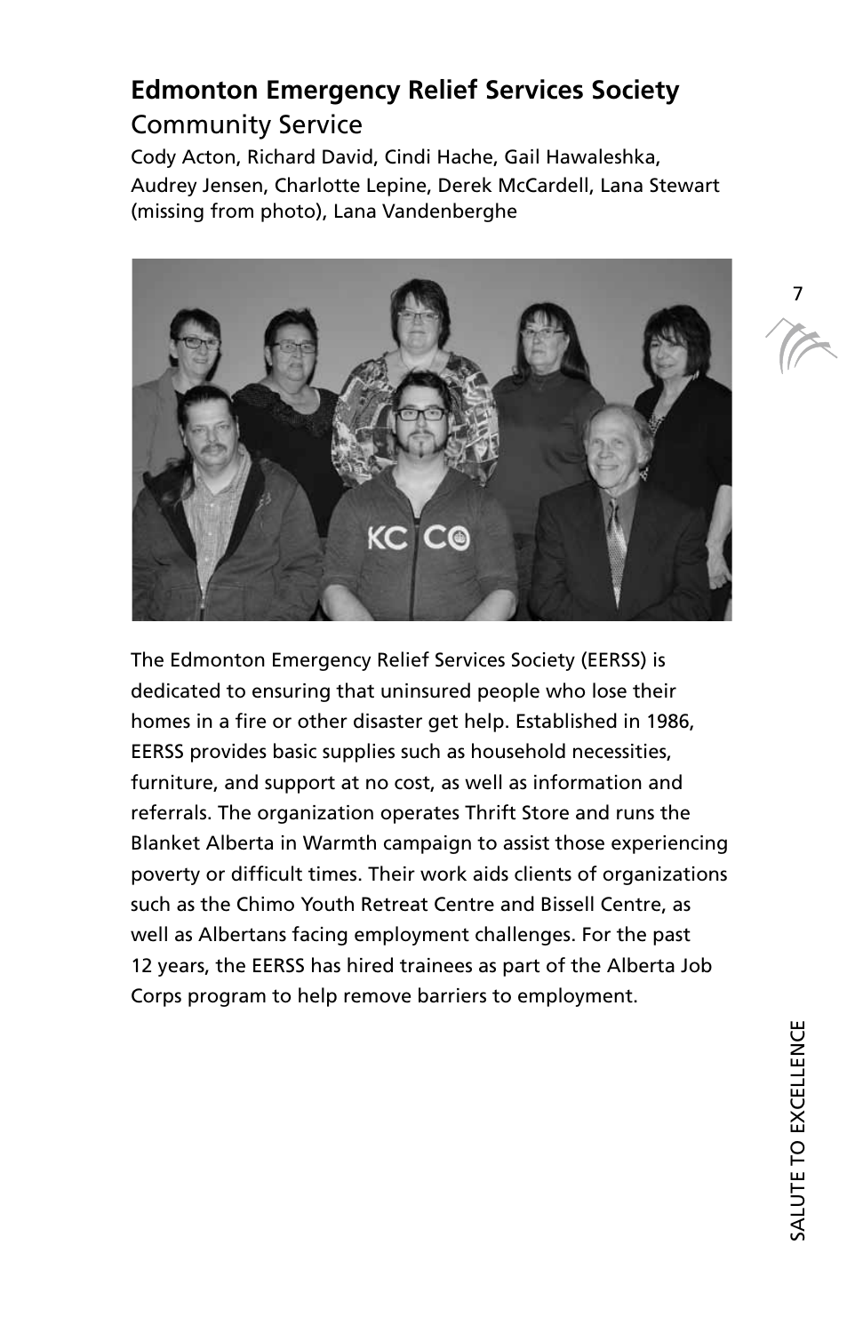## Edmonton Emergency Relief Services Society

### Community Service

Cody Acton, Richard David, Cindi Hache, Gail Hawaleshka, Audrey Jensen, Charlotte Lepine, Derek McCardell, Lana Stewart (missing from photo), Lana Vandenberghe

The Edmonton Emergency Relief Services Society (EERSS) is dedicated to ensuring that uninsured people who lose their homes in a fire or other disaster get help. Established in 1986, EERSS provides basic supplies such as household necessities, furniture, and support at no cost, as well as information and referrals. The organization operates Thrift Store and runs the Blanket Alberta in Warmth campaign to assist those experiencing poverty or difficult times. Their work aids clients of organizations such as the Chimo Youth Retreat Centre and Bissell Centre, as well as Albertans facing employment challenges. For the past 12 years, the EERSS has hired trainees as part of the Alberta Job Corps program to help remove barriers to employment.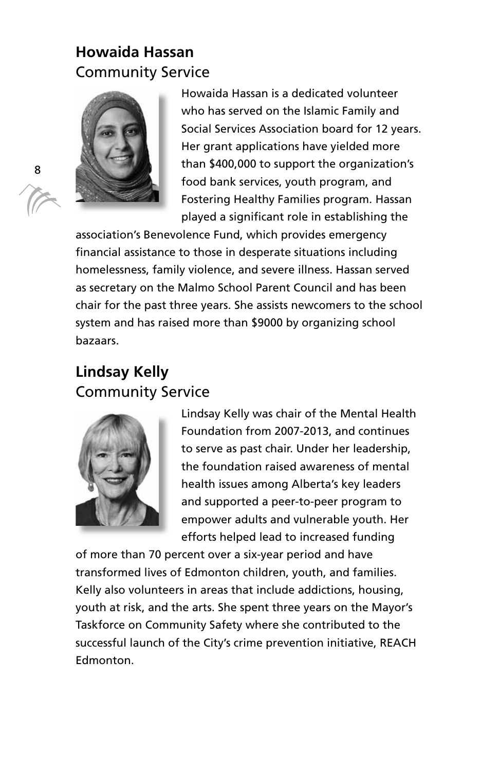## Howaida Hassan
### Community Service

Howaida Hassan is a dedicated volunteer who has served on the Islamic Family and Social Services Association board for 12 years. Her grant applications have yielded more than $400,000 to support the organization's food bank services, youth program, and Fostering Healthy Families program. Hassan played a significant role in establishing the association's Benevolence Fund, which provides emergency financial assistance to those in desperate situations including homelessness, family violence, and severe illness. Hassan served as secretary on the Malmo School Parent Council and has been chair for the past three years. She assists newcomers to the school system and has raised more than $9000 by organizing school bazaars.

## Lindsay Kelly
### Community Service

Lindsay Kelly was chair of the Mental Health Foundation from 2007-2013, and continues to serve as past chair. Under her leadership, the foundation raised awareness of mental health issues among Alberta's key leaders and supported a peer-to-peer program to empower adults and vulnerable youth. Her efforts helped lead to increased funding of more than 70 percent over a six-year period and have transformed lives of Edmonton children, youth, and families. Kelly also volunteers in areas that include addictions, housing, youth at risk, and the arts. She spent three years on the Mayor's Taskforce on Community Safety where she contributed to the successful launch of the City's crime prevention initiative, REACH Edmonton.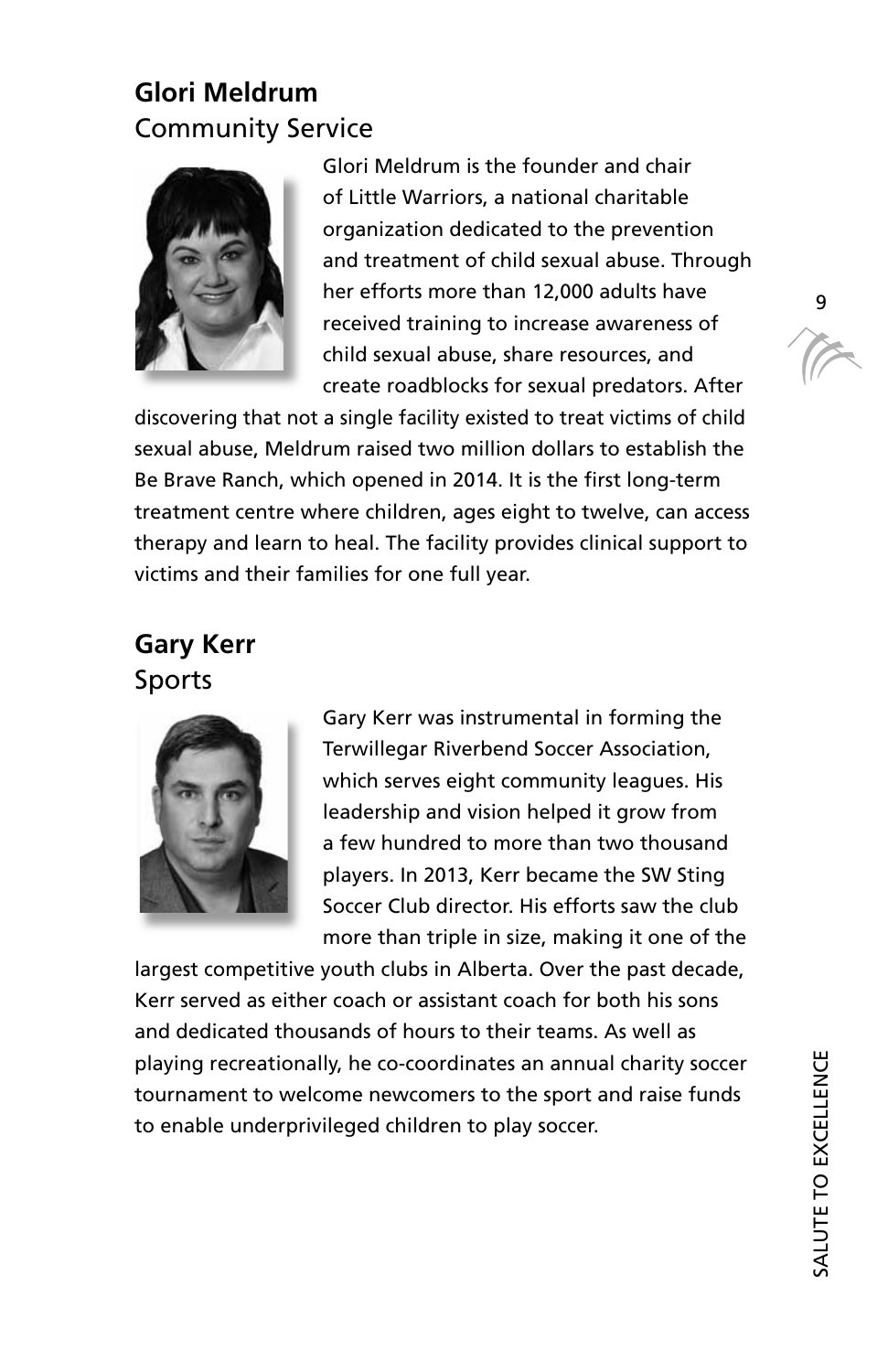## Glori Meldrum

Community Service

Glori Meldrum is the founder and chair of Little Warriors, a national charitable organization dedicated to the prevention and treatment of child sexual abuse. Through her efforts more than 12,000 adults have received training to increase awareness of child sexual abuse, share resources, and create roadblocks for sexual predators. After discovering that not a single facility existed to treat victims of child sexual abuse, Meldrum raised two million dollars to establish the Be Brave Ranch, which opened in 2014. It is the first long-term treatment centre where children, ages eight to twelve, can access therapy and learn to heal. The facility provides clinical support to victims and their families for one full year.

## Gary Kerr

Sports

Gary Kerr was instrumental in forming the Terwillegar Riverbend Soccer Association, which serves eight community leagues. His leadership and vision helped it grow from a few hundred to more than two thousand players. In 2013, Kerr became the SW Sting Soccer Club director. His efforts saw the club more than triple in size, making it one of the largest competitive youth clubs in Alberta. Over the past decade, Kerr served as either coach or assistant coach for both his sons and dedicated thousands of hours to their teams. As well as playing recreationally, he co-coordinates an annual charity soccer tournament to welcome newcomers to the sport and raise funds to enable underprivileged children to play soccer.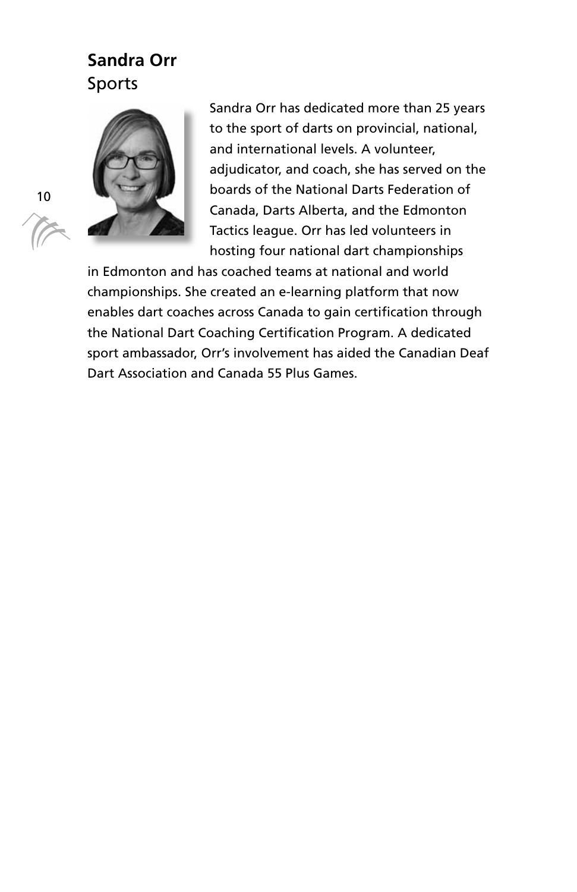## Sandra Orr

Sports

Sandra Orr has dedicated more than 25 years to the sport of darts on provincial, national, and international levels. A volunteer, adjudicator, and coach, she has served on the boards of the National Darts Federation of Canada, Darts Alberta, and the Edmonton Tactics league. Orr has led volunteers in hosting four national dart championships in Edmonton and has coached teams at national and world championships. She created an e-learning platform that now enables dart coaches across Canada to gain certification through the National Dart Coaching Certification Program. A dedicated sport ambassador, Orr's involvement has aided the Canadian Deaf Dart Association and Canada 55 Plus Games.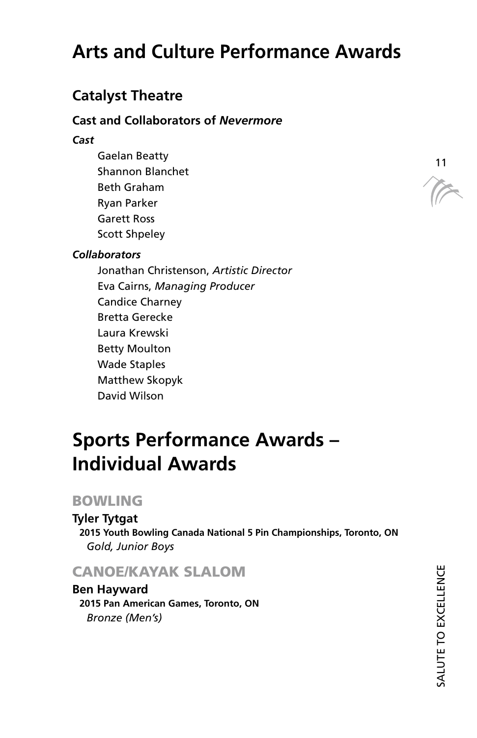# Arts and Culture Performance Awards

## Catalyst Theatre

### Cast and Collaborators of *Nevermore*

***Cast***

- Gaelan Beatty
- Shannon Blanchet
- Beth Graham
- Ryan Parker
- Garett Ross
- Scott Shpeley

***Collaborators***

- Jonathan Christenson, *Artistic Director*
- Eva Cairns, *Managing Producer*
- Candice Charney
- Bretta Gerecke
- Laura Krewski
- Betty Moulton
- Wade Staples
- Matthew Skopyk
- David Wilson

# Sports Performance Awards – Individual Awards

## BOWLING

**Tyler Tytgat**
**2015 Youth Bowling Canada National 5 Pin Championships, Toronto, ON**
*Gold, Junior Boys*

## CANOE/KAYAK SLALOM

**Ben Hayward**
**2015 Pan American Games, Toronto, ON**
*Bronze (Men's)*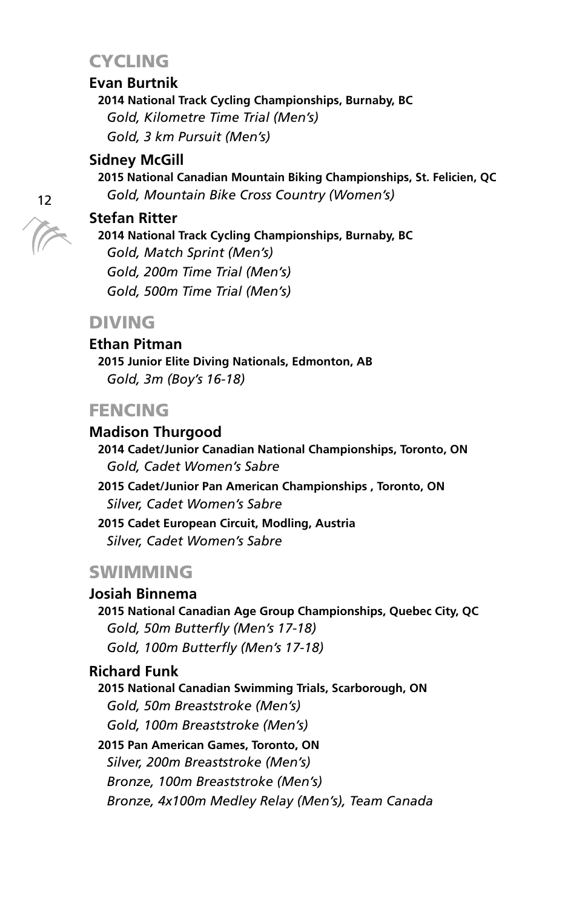## CYCLING

### Evan Burtnik

**2014 National Track Cycling Championships, Burnaby, BC**

*Gold, Kilometre Time Trial (Men's)*

*Gold, 3 km Pursuit (Men's)*

### Sidney McGill

**2015 National Canadian Mountain Biking Championships, St. Felicien, QC**

*Gold, Mountain Bike Cross Country (Women's)*

### Stefan Ritter

**2014 National Track Cycling Championships, Burnaby, BC**

*Gold, Match Sprint (Men's)*

*Gold, 200m Time Trial (Men's)*

*Gold, 500m Time Trial (Men's)*

## DIVING

### Ethan Pitman

**2015 Junior Elite Diving Nationals, Edmonton, AB**

*Gold, 3m (Boy's 16-18)*

## FENCING

### Madison Thurgood

**2014 Cadet/Junior Canadian National Championships, Toronto, ON**

*Gold, Cadet Women's Sabre*

**2015 Cadet/Junior Pan American Championships , Toronto, ON**

*Silver, Cadet Women's Sabre*

**2015 Cadet European Circuit, Modling, Austria**

*Silver, Cadet Women's Sabre*

## SWIMMING

### Josiah Binnema

**2015 National Canadian Age Group Championships, Quebec City, QC**

*Gold, 50m Butterfly (Men's 17-18)*

*Gold, 100m Butterfly (Men's 17-18)*

### Richard Funk

**2015 National Canadian Swimming Trials, Scarborough, ON**

*Gold, 50m Breaststroke (Men's)*

*Gold, 100m Breaststroke (Men's)*

**2015 Pan American Games, Toronto, ON**

*Silver, 200m Breaststroke (Men's)*

*Bronze, 100m Breaststroke (Men's)*

*Bronze, 4x100m Medley Relay (Men's), Team Canada*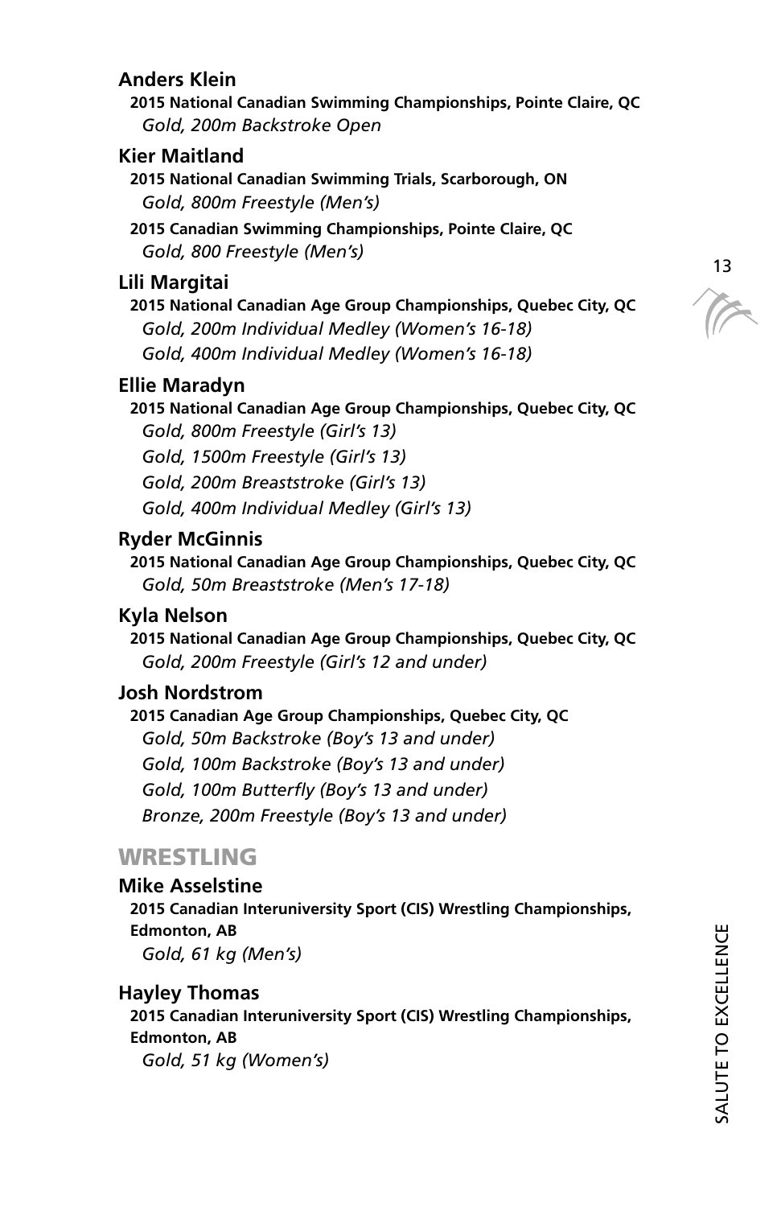### Anders Klein

**2015 National Canadian Swimming Championships, Pointe Claire, QC**
*Gold, 200m Backstroke Open*

### Kier Maitland

**2015 National Canadian Swimming Trials, Scarborough, ON**
*Gold, 800m Freestyle (Men's)*

**2015 Canadian Swimming Championships, Pointe Claire, QC**
*Gold, 800 Freestyle (Men's)*

### Lili Margitai

**2015 National Canadian Age Group Championships, Quebec City, QC**
*Gold, 200m Individual Medley (Women's 16-18)*
*Gold, 400m Individual Medley (Women's 16-18)*

### Ellie Maradyn

**2015 National Canadian Age Group Championships, Quebec City, QC**
*Gold, 800m Freestyle (Girl's 13)*
*Gold, 1500m Freestyle (Girl's 13)*
*Gold, 200m Breaststroke (Girl's 13)*
*Gold, 400m Individual Medley (Girl's 13)*

### Ryder McGinnis

**2015 National Canadian Age Group Championships, Quebec City, QC**
*Gold, 50m Breaststroke (Men's 17-18)*

### Kyla Nelson

**2015 National Canadian Age Group Championships, Quebec City, QC**
*Gold, 200m Freestyle (Girl's 12 and under)*

### Josh Nordstrom

**2015 Canadian Age Group Championships, Quebec City, QC**
*Gold, 50m Backstroke (Boy's 13 and under)*
*Gold, 100m Backstroke (Boy's 13 and under)*
*Gold, 100m Butterfly (Boy's 13 and under)*
*Bronze, 200m Freestyle (Boy's 13 and under)*

## WRESTLING

### Mike Asselstine

**2015 Canadian Interuniversity Sport (CIS) Wrestling Championships, Edmonton, AB**
*Gold, 61 kg (Men's)*

### Hayley Thomas

**2015 Canadian Interuniversity Sport (CIS) Wrestling Championships, Edmonton, AB**
*Gold, 51 kg (Women's)*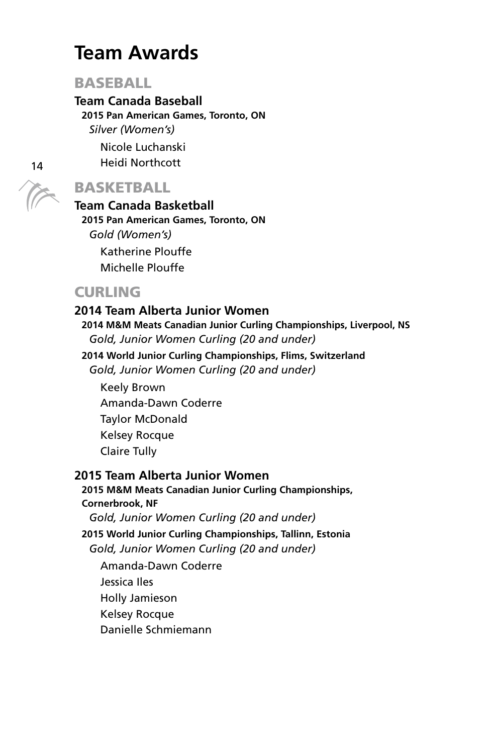# Team Awards

## BASEBALL

### Team Canada Baseball

**2015 Pan American Games, Toronto, ON**

*Silver (Women's)*

Nicole Luchanski
Heidi Northcott

## BASKETBALL

### Team Canada Basketball

**2015 Pan American Games, Toronto, ON**

*Gold (Women's)*

Katherine Plouffe
Michelle Plouffe

## CURLING

### 2014 Team Alberta Junior Women

**2014 M&M Meats Canadian Junior Curling Championships, Liverpool, NS**

*Gold, Junior Women Curling (20 and under)*

**2014 World Junior Curling Championships, Flims, Switzerland**

*Gold, Junior Women Curling (20 and under)*

Keely Brown
Amanda-Dawn Coderre
Taylor McDonald
Kelsey Rocque
Claire Tully

### 2015 Team Alberta Junior Women

**2015 M&M Meats Canadian Junior Curling Championships, Cornerbrook, NF**

*Gold, Junior Women Curling (20 and under)*

**2015 World Junior Curling Championships, Tallinn, Estonia**

*Gold, Junior Women Curling (20 and under)*

Amanda-Dawn Coderre
Jessica Iles
Holly Jamieson
Kelsey Rocque
Danielle Schmiemann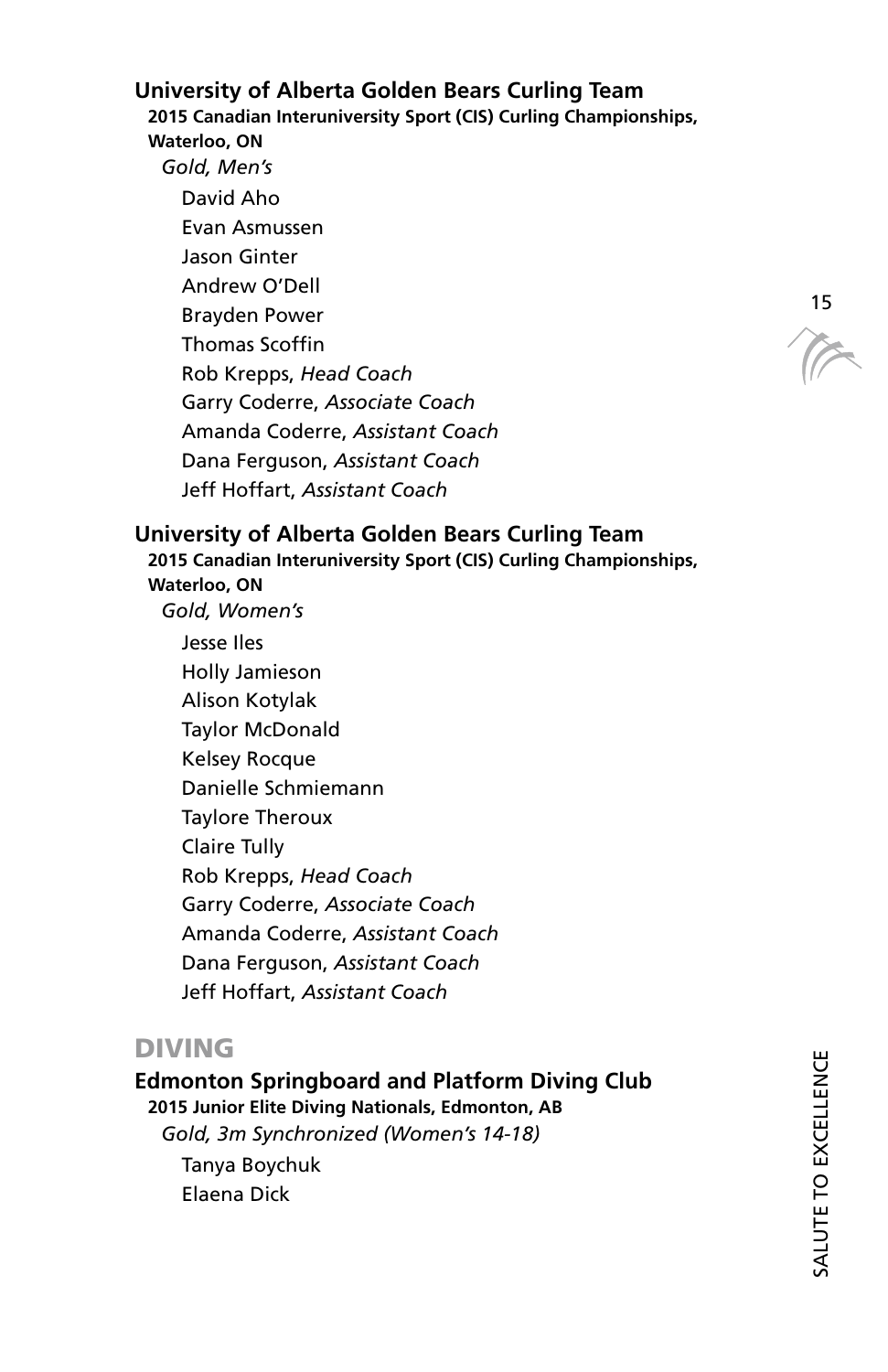### University of Alberta Golden Bears Curling Team

**2015 Canadian Interuniversity Sport (CIS) Curling Championships, Waterloo, ON**

*Gold, Men's*

David Aho
Evan Asmussen
Jason Ginter
Andrew O'Dell
Brayden Power
Thomas Scoffin
Rob Krepps, *Head Coach*
Garry Coderre, *Associate Coach*
Amanda Coderre, *Assistant Coach*
Dana Ferguson, *Assistant Coach*
Jeff Hoffart, *Assistant Coach*

### University of Alberta Golden Bears Curling Team

**2015 Canadian Interuniversity Sport (CIS) Curling Championships, Waterloo, ON**

*Gold, Women's*

Jesse Iles
Holly Jamieson
Alison Kotylak
Taylor McDonald
Kelsey Rocque
Danielle Schmiemann
Taylore Theroux
Claire Tully
Rob Krepps, *Head Coach*
Garry Coderre, *Associate Coach*
Amanda Coderre, *Assistant Coach*
Dana Ferguson, *Assistant Coach*
Jeff Hoffart, *Assistant Coach*

## DIVING

### Edmonton Springboard and Platform Diving Club

**2015 Junior Elite Diving Nationals, Edmonton, AB**

*Gold, 3m Synchronized (Women's 14-18)*

Tanya Boychuk
Elaena Dick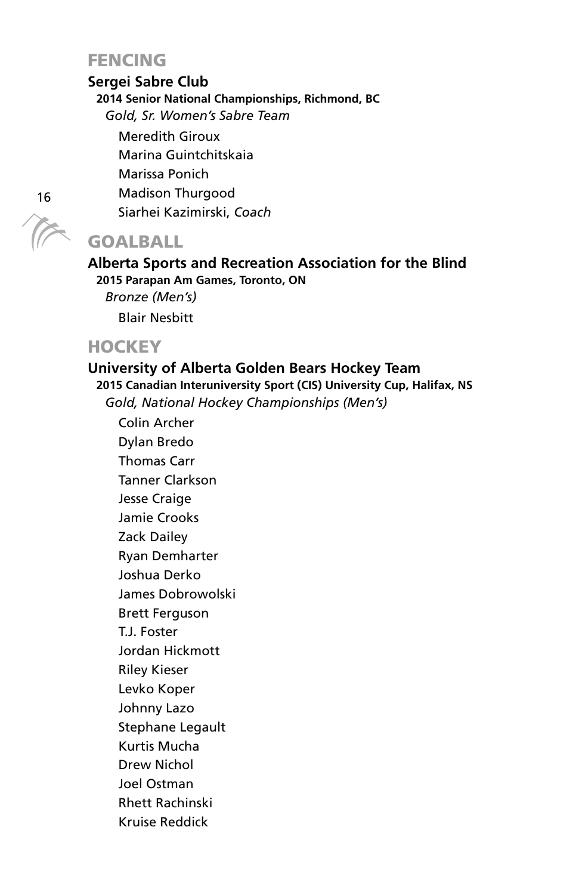## FENCING

**Sergei Sabre Club**

**2014 Senior National Championships, Richmond, BC**

*Gold, Sr. Women's Sabre Team*

Meredith Giroux
Marina Guintchitskaia
Marissa Ponich
Madison Thurgood
Siarhei Kazimirski, *Coach*

## GOALBALL

**Alberta Sports and Recreation Association for the Blind**

**2015 Parapan Am Games, Toronto, ON**

*Bronze (Men's)*

Blair Nesbitt

## HOCKEY

**University of Alberta Golden Bears Hockey Team**

**2015 Canadian Interuniversity Sport (CIS) University Cup, Halifax, NS**

*Gold, National Hockey Championships (Men's)*

Colin Archer
Dylan Bredo
Thomas Carr
Tanner Clarkson
Jesse Craige
Jamie Crooks
Zack Dailey
Ryan Demharter
Joshua Derko
James Dobrowolski
Brett Ferguson
T.J. Foster
Jordan Hickmott
Riley Kieser
Levko Koper
Johnny Lazo
Stephane Legault
Kurtis Mucha
Drew Nichol
Joel Ostman
Rhett Rachinski
Kruise Reddick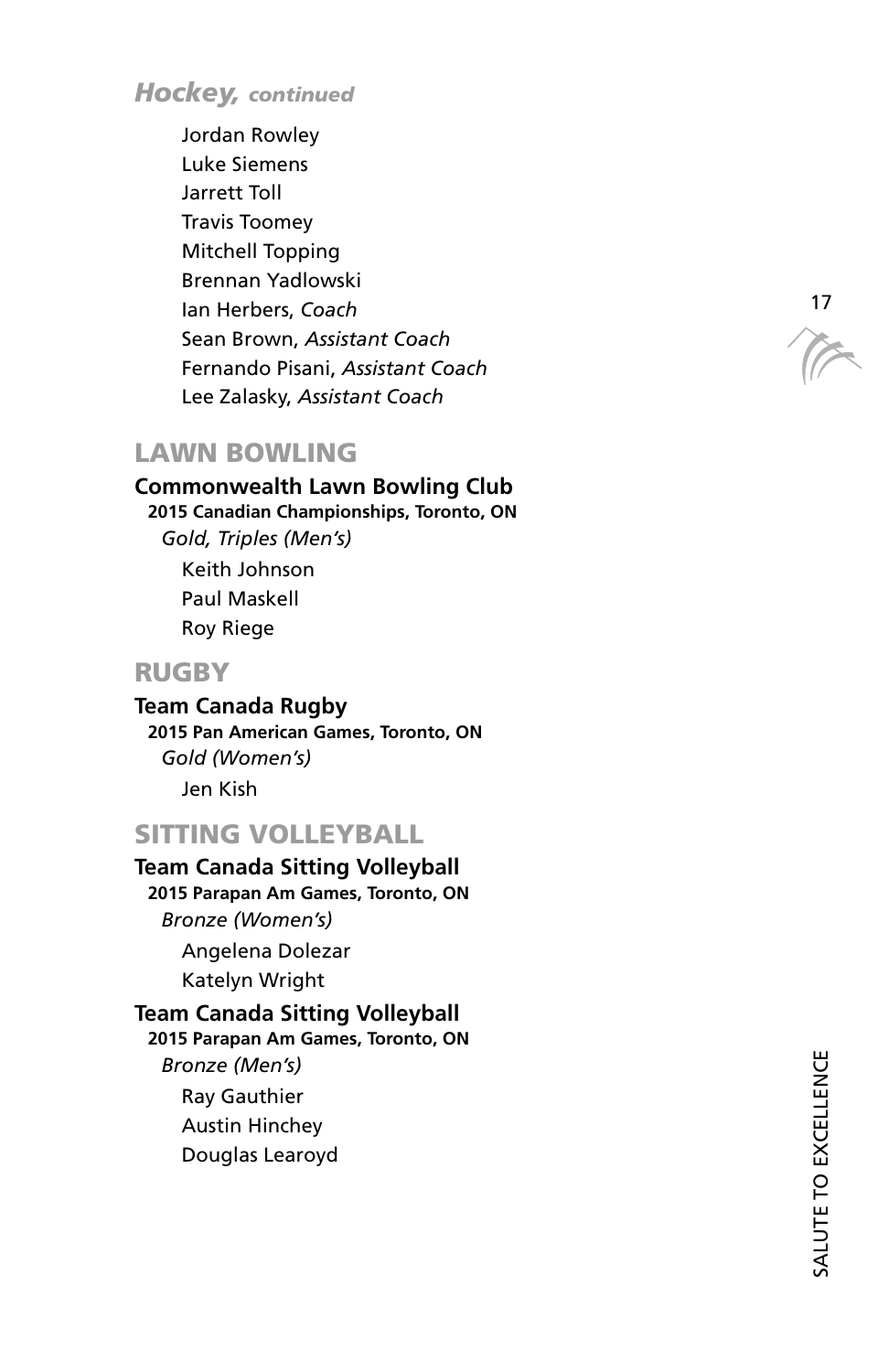### *Hockey, continued*

Jordan Rowley
Luke Siemens
Jarrett Toll
Travis Toomey
Mitchell Topping
Brennan Yadlowski
Ian Herbers, *Coach*
Sean Brown, *Assistant Coach*
Fernando Pisani, *Assistant Coach*
Lee Zalasky, *Assistant Coach*

## LAWN BOWLING

**Commonwealth Lawn Bowling Club**
**2015 Canadian Championships, Toronto, ON**
*Gold, Triples (Men's)*
Keith Johnson
Paul Maskell
Roy Riege

## RUGBY

**Team Canada Rugby**
**2015 Pan American Games, Toronto, ON**
*Gold (Women's)*
Jen Kish

## SITTING VOLLEYBALL

**Team Canada Sitting Volleyball**
**2015 Parapan Am Games, Toronto, ON**
*Bronze (Women's)*
Angelena Dolezar
Katelyn Wright

**Team Canada Sitting Volleyball**
**2015 Parapan Am Games, Toronto, ON**
*Bronze (Men's)*
Ray Gauthier
Austin Hinchey
Douglas Learoyd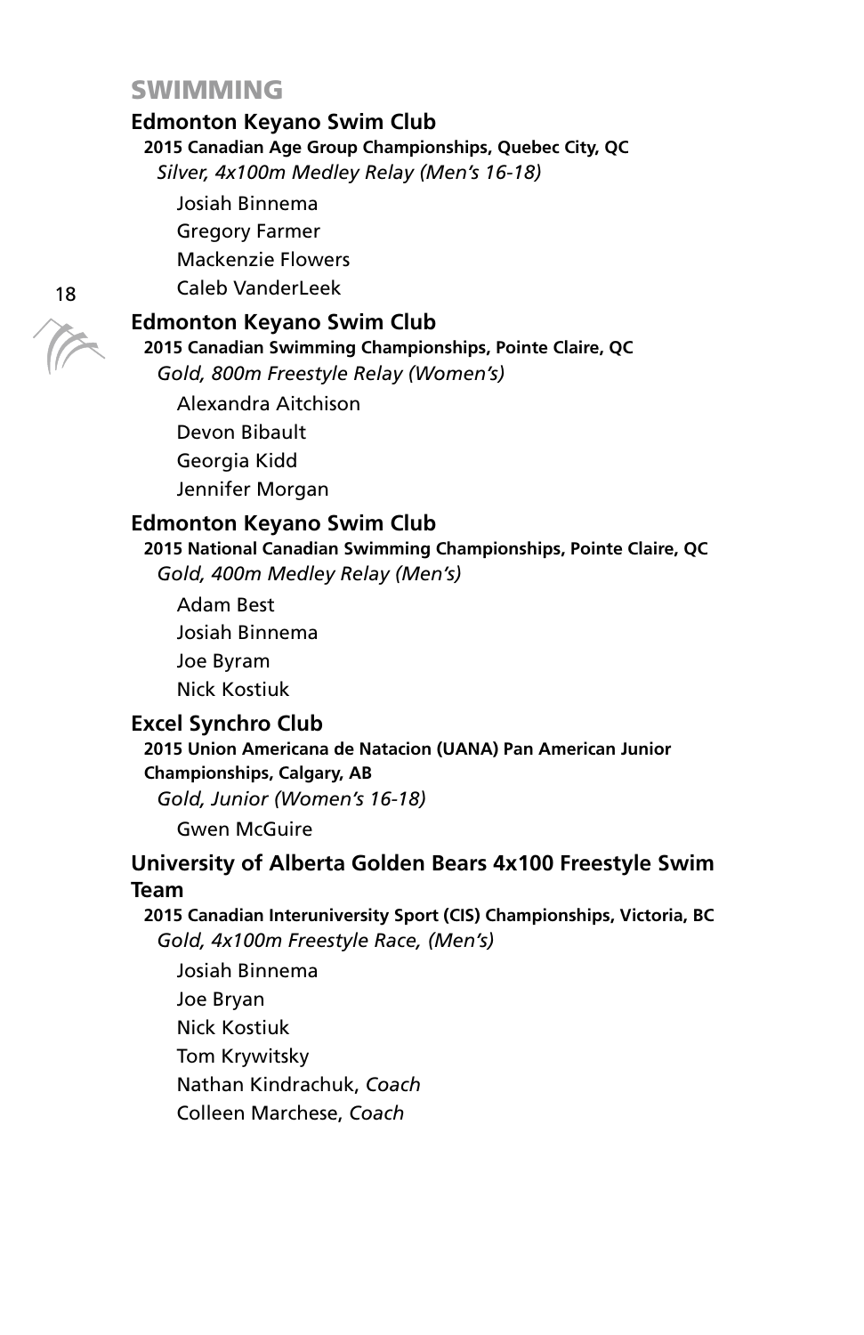## SWIMMING

### Edmonton Keyano Swim Club

**2015 Canadian Age Group Championships, Quebec City, QC**

*Silver, 4x100m Medley Relay (Men's 16-18)*

Josiah Binnema
Gregory Farmer
Mackenzie Flowers
Caleb VanderLeek

### Edmonton Keyano Swim Club

**2015 Canadian Swimming Championships, Pointe Claire, QC**

*Gold, 800m Freestyle Relay (Women's)*

Alexandra Aitchison
Devon Bibault
Georgia Kidd
Jennifer Morgan

### Edmonton Keyano Swim Club

**2015 National Canadian Swimming Championships, Pointe Claire, QC**

*Gold, 400m Medley Relay (Men's)*

Adam Best
Josiah Binnema
Joe Byram
Nick Kostiuk

### Excel Synchro Club

**2015 Union Americana de Natacion (UANA) Pan American Junior Championships, Calgary, AB**

*Gold, Junior (Women's 16-18)*

Gwen McGuire

### University of Alberta Golden Bears 4x100 Freestyle Swim Team

**2015 Canadian Interuniversity Sport (CIS) Championships, Victoria, BC**

*Gold, 4x100m Freestyle Race, (Men's)*

Josiah Binnema
Joe Bryan
Nick Kostiuk
Tom Krywitsky
Nathan Kindrachuk, *Coach*
Colleen Marchese, *Coach*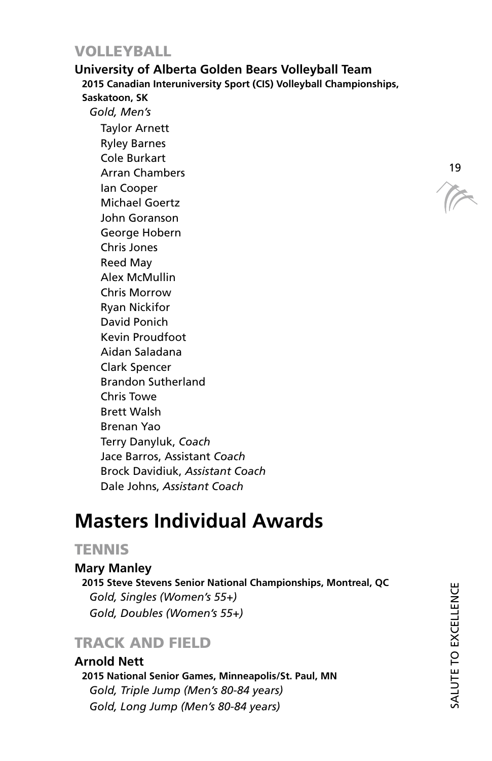## VOLLEYBALL

**University of Alberta Golden Bears Volleyball Team**

**2015 Canadian Interuniversity Sport (CIS) Volleyball Championships, Saskatoon, SK**

*Gold, Men's*

Taylor Arnett
Ryley Barnes
Cole Burkart
Arran Chambers
Ian Cooper
Michael Goertz
John Goranson
George Hobern
Chris Jones
Reed May
Alex McMullin
Chris Morrow
Ryan Nickifor
David Ponich
Kevin Proudfoot
Aidan Saladana
Clark Spencer
Brandon Sutherland
Chris Towe
Brett Walsh
Brenan Yao
Terry Danyluk, *Coach*
Jace Barros, Assistant *Coach*
Brock Davidiuk, *Assistant Coach*
Dale Johns, *Assistant Coach*

# Masters Individual Awards

## TENNIS

**Mary Manley**

**2015 Steve Stevens Senior National Championships, Montreal, QC**

*Gold, Singles (Women's 55+)*

*Gold, Doubles (Women's 55+)*

## TRACK AND FIELD

**Arnold Nett**

**2015 National Senior Games, Minneapolis/St. Paul, MN**

*Gold, Triple Jump (Men's 80-84 years)*

*Gold, Long Jump (Men's 80-84 years)*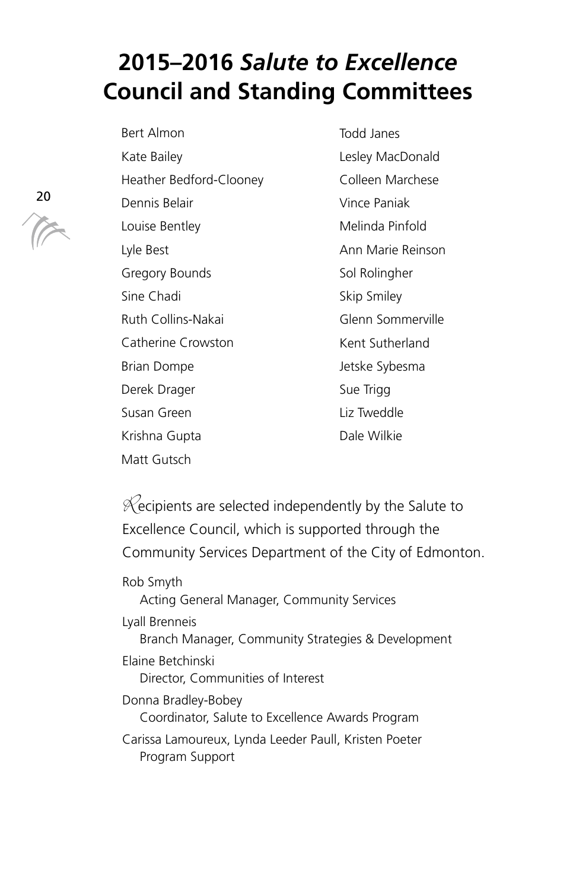# 2015–2016 *Salute to Excellence* Council and Standing Committees

Bert Almon
Kate Bailey
Heather Bedford-Clooney
Dennis Belair
Louise Bentley
Lyle Best
Gregory Bounds
Sine Chadi
Ruth Collins-Nakai
Catherine Crowston
Brian Dompe
Derek Drager
Susan Green
Krishna Gupta
Matt Gutsch
Todd Janes
Lesley MacDonald
Colleen Marchese
Vince Paniak
Melinda Pinfold
Ann Marie Reinson
Sol Rolingher
Skip Smiley
Glenn Sommerville
Kent Sutherland
Jetske Sybesma
Sue Trigg
Liz Tweddle
Dale Wilkie

Recipients are selected independently by the Salute to Excellence Council, which is supported through the Community Services Department of the City of Edmonton.

Rob Smyth
Acting General Manager, Community Services

Lyall Brenneis
Branch Manager, Community Strategies & Development

Elaine Betchinski
Director, Communities of Interest

Donna Bradley-Bobey
Coordinator, Salute to Excellence Awards Program

Carissa Lamoureux, Lynda Leeder Paull, Kristen Poeter
Program Support